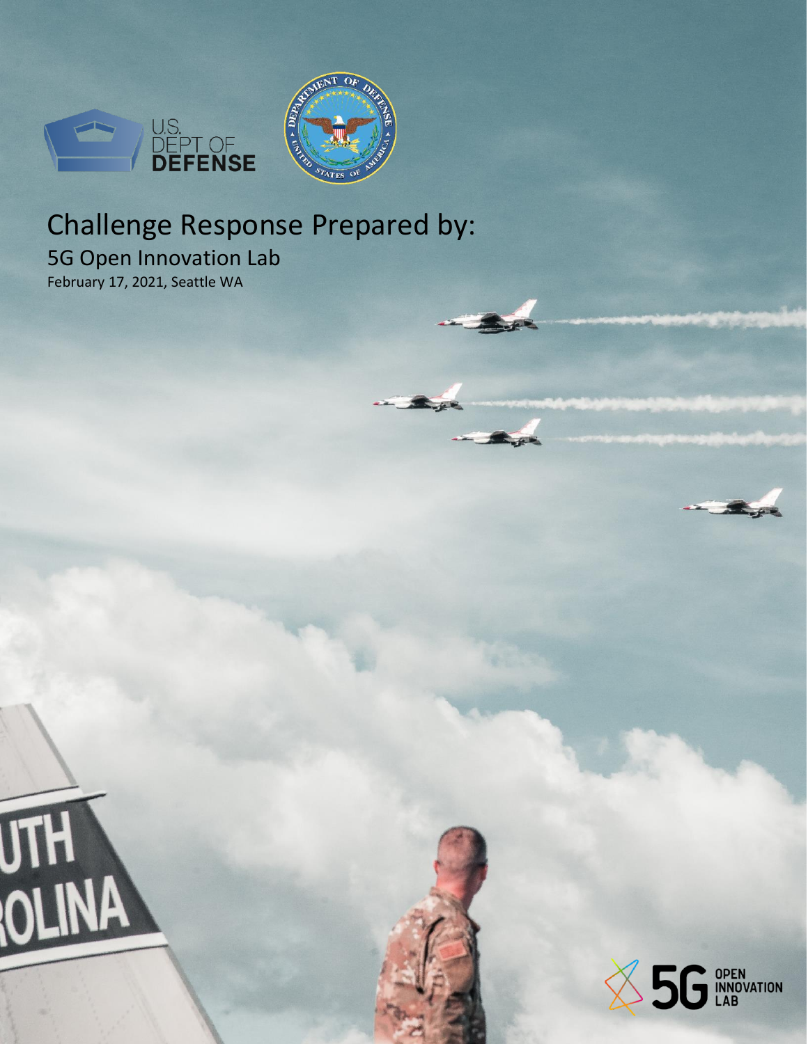U.S. DEPT OF DEFENSE

# Challenge Response Prepared by:

## 5G Open Innovation Lab

February 17, 2021, Seattle WA

5G OPEN INNOVATION LAB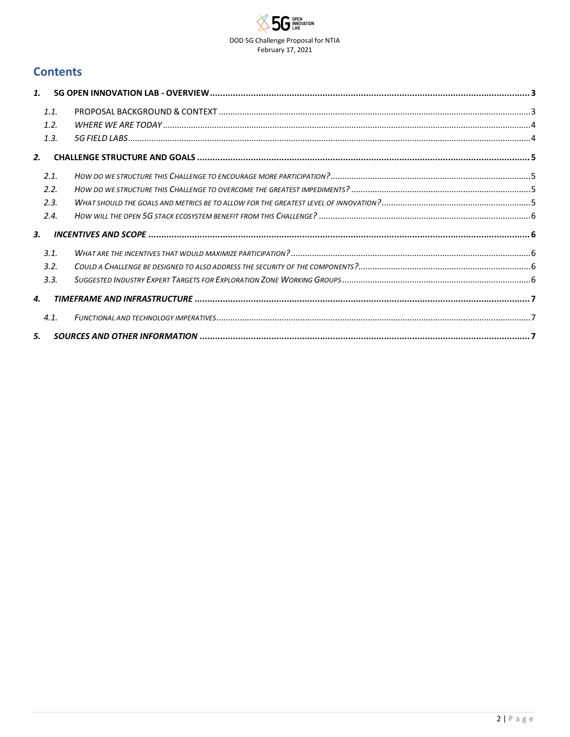# Contents

**1. 5G OPEN INNOVATION LAB - OVERVIEW** ..... 3

- 1.1. PROPOSAL BACKGROUND & CONTEXT ..... 3
- 1.2. *WHERE WE ARE TODAY* ..... 4
- 1.3. *5G FIELD LABS* ..... 4

**2. CHALLENGE STRUCTURE AND GOALS** ..... 5

- 2.1. *HOW DO WE STRUCTURE THIS CHALLENGE TO ENCOURAGE MORE PARTICIPATION?* ..... 5
- 2.2. *HOW DO WE STRUCTURE THIS CHALLENGE TO OVERCOME THE GREATEST IMPEDIMENTS?* ..... 5
- 2.3. *WHAT SHOULD THE GOALS AND METRICS BE TO ALLOW FOR THE GREATEST LEVEL OF INNOVATION?* ..... 5
- 2.4. *HOW WILL THE OPEN 5G STACK ECOSYSTEM BENEFIT FROM THIS CHALLENGE?* ..... 6

***3. INCENTIVES AND SCOPE*** ..... 6

- 3.1. *WHAT ARE THE INCENTIVES THAT WOULD MAXIMIZE PARTICIPATION?* ..... 6
- 3.2. *COULD A CHALLENGE BE DESIGNED TO ALSO ADDRESS THE SECURITY OF THE COMPONENTS?* ..... 6
- 3.3. *SUGGESTED INDUSTRY EXPERT TARGETS FOR EXPLORATION ZONE WORKING GROUPS* ..... 6

***4. TIMEFRAME AND INFRASTRUCTURE*** ..... 7

- 4.1. *FUNCTIONAL AND TECHNOLOGY IMPERATIVES* ..... 7

***5. SOURCES AND OTHER INFORMATION*** ..... 7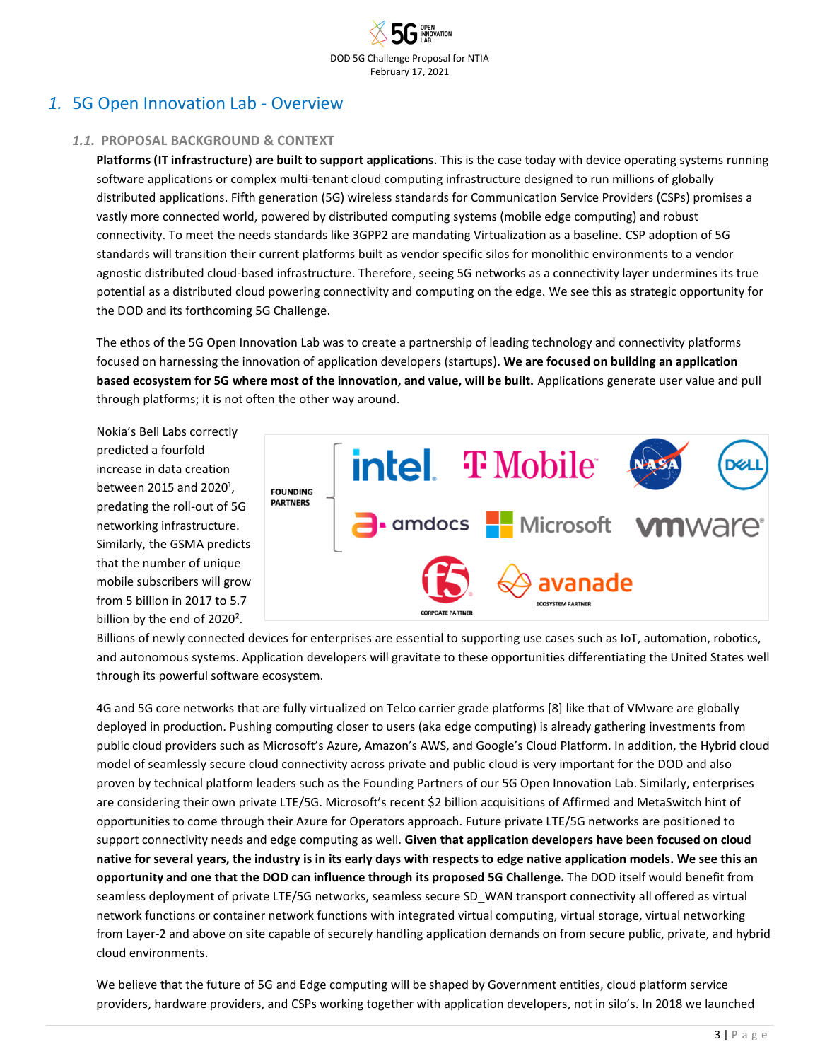# 1. 5G Open Innovation Lab - Overview

## 1.1. PROPOSAL BACKGROUND & CONTEXT

**Platforms (IT infrastructure) are built to support applications**. This is the case today with device operating systems running software applications or complex multi-tenant cloud computing infrastructure designed to run millions of globally distributed applications. Fifth generation (5G) wireless standards for Communication Service Providers (CSPs) promises a vastly more connected world, powered by distributed computing systems (mobile edge computing) and robust connectivity. To meet the needs standards like 3GPP2 are mandating Virtualization as a baseline. CSP adoption of 5G standards will transition their current platforms built as vendor specific silos for monolithic environments to a vendor agnostic distributed cloud-based infrastructure. Therefore, seeing 5G networks as a connectivity layer undermines its true potential as a distributed cloud powering connectivity and computing on the edge. We see this as strategic opportunity for the DOD and its forthcoming 5G Challenge.

The ethos of the 5G Open Innovation Lab was to create a partnership of leading technology and connectivity platforms focused on harnessing the innovation of application developers (startups). **We are focused on building an application based ecosystem for 5G where most of the innovation, and value, will be built.** Applications generate user value and pull through platforms; it is not often the other way around.

Nokia's Bell Labs correctly predicted a fourfold increase in data creation between 2015 and 2020[1], predating the roll-out of 5G networking infrastructure. Similarly, the GSMA predicts that the number of unique mobile subscribers will grow from 5 billion in 2017 to 5.7 billion by the end of 2020[2]. Billions of newly connected devices for enterprises are essential to supporting use cases such as IoT, automation, robotics, and autonomous systems. Application developers will gravitate to these opportunities differentiating the United States well through its powerful software ecosystem.

FOUNDING PARTNERS: intel, T Mobile, NASA, DELL, amdocs, Microsoft, vmware

CORPORATE PARTNER: f5

ECOSYSTEM PARTNER: avanade

4G and 5G core networks that are fully virtualized on Telco carrier grade platforms [8] like that of VMware are globally deployed in production. Pushing computing closer to users (aka edge computing) is already gathering investments from public cloud providers such as Microsoft's Azure, Amazon's AWS, and Google's Cloud Platform. In addition, the Hybrid cloud model of seamlessly secure cloud connectivity across private and public cloud is very important for the DOD and also proven by technical platform leaders such as the Founding Partners of our 5G Open Innovation Lab. Similarly, enterprises are considering their own private LTE/5G. Microsoft's recent $2 billion acquisitions of Affirmed and MetaSwitch hint of opportunities to come through their Azure for Operators approach. Future private LTE/5G networks are positioned to support connectivity needs and edge computing as well. **Given that application developers have been focused on cloud native for several years, the industry is in its early days with respects to edge native application models. We see this an opportunity and one that the DOD can influence through its proposed 5G Challenge.** The DOD itself would benefit from seamless deployment of private LTE/5G networks, seamless secure SD_WAN transport connectivity all offered as virtual network functions or container network functions with integrated virtual computing, virtual storage, virtual networking from Layer-2 and above on site capable of securely handling application demands on from secure public, private, and hybrid cloud environments.

We believe that the future of 5G and Edge computing will be shaped by Government entities, cloud platform service providers, hardware providers, and CSPs working together with application developers, not in silo's. In 2018 we launched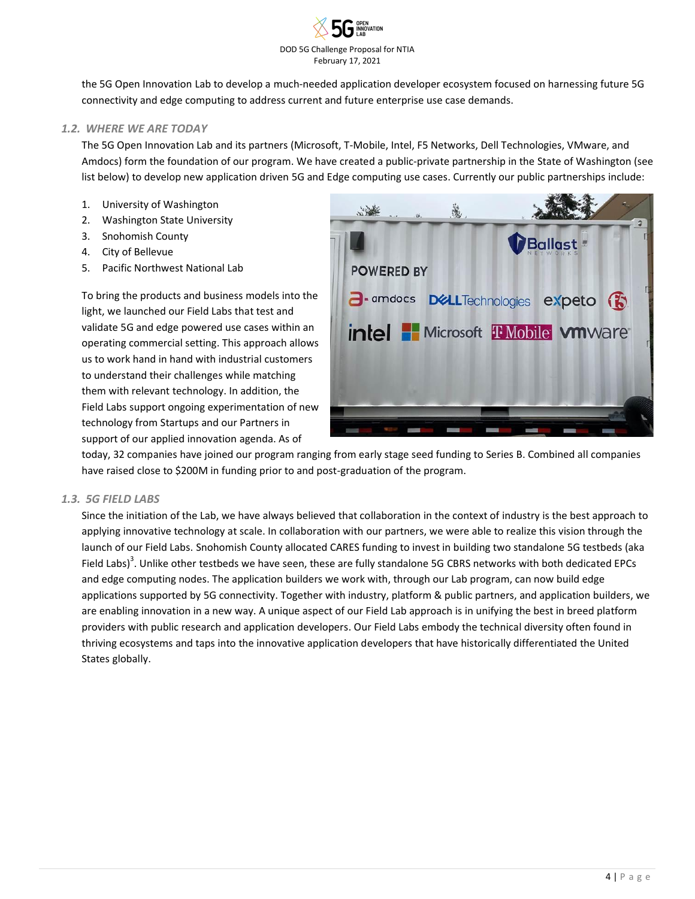the 5G Open Innovation Lab to develop a much-needed application developer ecosystem focused on harnessing future 5G connectivity and edge computing to address current and future enterprise use case demands.

### 1.2. WHERE WE ARE TODAY

The 5G Open Innovation Lab and its partners (Microsoft, T-Mobile, Intel, F5 Networks, Dell Technologies, VMware, and Amdocs) form the foundation of our program. We have created a public-private partnership in the State of Washington (see list below) to develop new application driven 5G and Edge computing use cases. Currently our public partnerships include:

1. University of Washington
2. Washington State University
3. Snohomish County
4. City of Bellevue
5. Pacific Northwest National Lab

To bring the products and business models into the light, we launched our Field Labs that test and validate 5G and edge powered use cases within an operating commercial setting. This approach allows us to work hand in hand with industrial customers to understand their challenges while matching them with relevant technology. In addition, the Field Labs support ongoing experimentation of new technology from Startups and our Partners in support of our applied innovation agenda. As of today, 32 companies have joined our program ranging from early stage seed funding to Series B. Combined all companies have raised close to $200M in funding prior to and post-graduation of the program.

### 1.3. 5G FIELD LABS

Since the initiation of the Lab, we have always believed that collaboration in the context of industry is the best approach to applying innovative technology at scale. In collaboration with our partners, we were able to realize this vision through the launch of our Field Labs. Snohomish County allocated CARES funding to invest in building two standalone 5G testbeds (aka Field Labs)[3]. Unlike other testbeds we have seen, these are fully standalone 5G CBRS networks with both dedicated EPCs and edge computing nodes. The application builders we work with, through our Lab program, can now build edge applications supported by 5G connectivity. Together with industry, platform & public partners, and application builders, we are enabling innovation in a new way. A unique aspect of our Field Lab approach is in unifying the best in breed platform providers with public research and application developers. Our Field Labs embody the technical diversity often found in thriving ecosystems and taps into the innovative application developers that have historically differentiated the United States globally.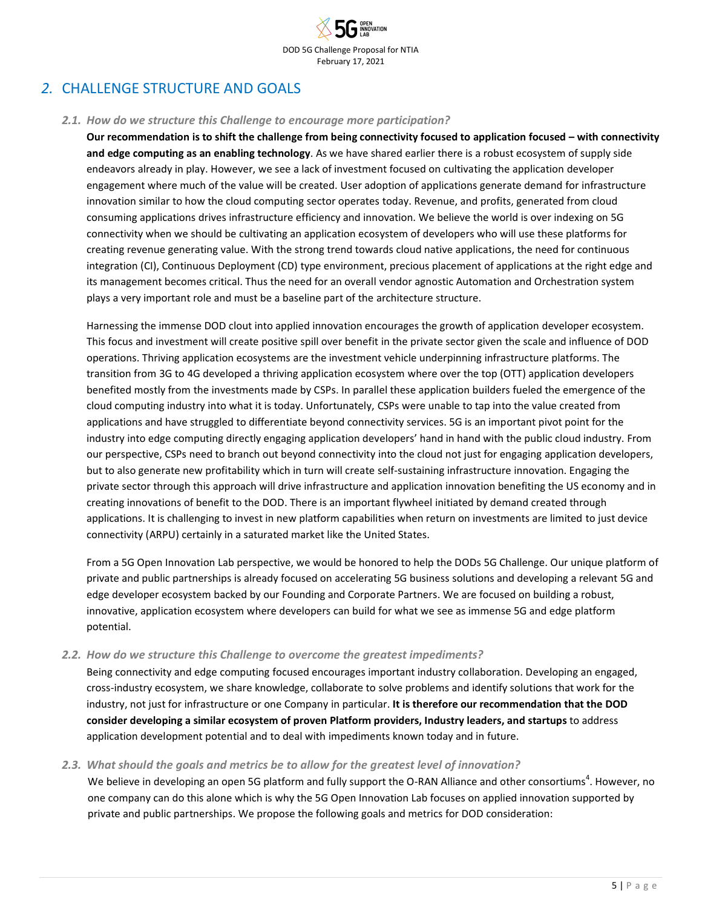## *2.* CHALLENGE STRUCTURE AND GOALS

### *2.1. How do we structure this Challenge to encourage more participation?*

**Our recommendation is to shift the challenge from being connectivity focused to application focused – with connectivity and edge computing as an enabling technology**. As we have shared earlier there is a robust ecosystem of supply side endeavors already in play. However, we see a lack of investment focused on cultivating the application developer engagement where much of the value will be created. User adoption of applications generate demand for infrastructure innovation similar to how the cloud computing sector operates today. Revenue, and profits, generated from cloud consuming applications drives infrastructure efficiency and innovation. We believe the world is over indexing on 5G connectivity when we should be cultivating an application ecosystem of developers who will use these platforms for creating revenue generating value. With the strong trend towards cloud native applications, the need for continuous integration (CI), Continuous Deployment (CD) type environment, precious placement of applications at the right edge and its management becomes critical. Thus the need for an overall vendor agnostic Automation and Orchestration system plays a very important role and must be a baseline part of the architecture structure.

Harnessing the immense DOD clout into applied innovation encourages the growth of application developer ecosystem. This focus and investment will create positive spill over benefit in the private sector given the scale and influence of DOD operations. Thriving application ecosystems are the investment vehicle underpinning infrastructure platforms. The transition from 3G to 4G developed a thriving application ecosystem where over the top (OTT) application developers benefited mostly from the investments made by CSPs. In parallel these application builders fueled the emergence of the cloud computing industry into what it is today. Unfortunately, CSPs were unable to tap into the value created from applications and have struggled to differentiate beyond connectivity services. 5G is an important pivot point for the industry into edge computing directly engaging application developers' hand in hand with the public cloud industry. From our perspective, CSPs need to branch out beyond connectivity into the cloud not just for engaging application developers, but to also generate new profitability which in turn will create self-sustaining infrastructure innovation. Engaging the private sector through this approach will drive infrastructure and application innovation benefiting the US economy and in creating innovations of benefit to the DOD. There is an important flywheel initiated by demand created through applications. It is challenging to invest in new platform capabilities when return on investments are limited to just device connectivity (ARPU) certainly in a saturated market like the United States.

From a 5G Open Innovation Lab perspective, we would be honored to help the DODs 5G Challenge. Our unique platform of private and public partnerships is already focused on accelerating 5G business solutions and developing a relevant 5G and edge developer ecosystem backed by our Founding and Corporate Partners. We are focused on building a robust, innovative, application ecosystem where developers can build for what we see as immense 5G and edge platform potential.

### *2.2. How do we structure this Challenge to overcome the greatest impediments?*

Being connectivity and edge computing focused encourages important industry collaboration. Developing an engaged, cross-industry ecosystem, we share knowledge, collaborate to solve problems and identify solutions that work for the industry, not just for infrastructure or one Company in particular. **It is therefore our recommendation that the DOD consider developing a similar ecosystem of proven Platform providers, Industry leaders, and startups** to address application development potential and to deal with impediments known today and in future.

### *2.3. What should the goals and metrics be to allow for the greatest level of innovation?*

We believe in developing an open 5G platform and fully support the O-RAN Alliance and other consortiums[4]. However, no one company can do this alone which is why the 5G Open Innovation Lab focuses on applied innovation supported by private and public partnerships. We propose the following goals and metrics for DOD consideration: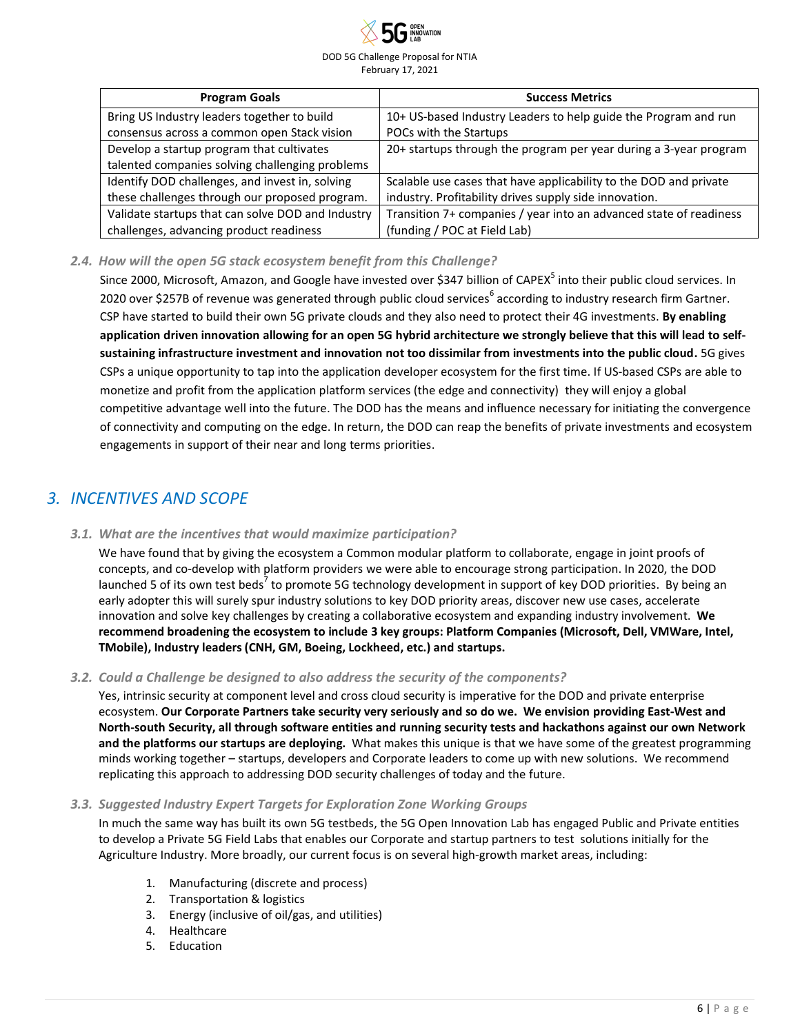| Program Goals | Success Metrics |
| --- | --- |
| Bring US Industry leaders together to build consensus across a common open Stack vision | 10+ US-based Industry Leaders to help guide the Program and run POCs with the Startups |
| Develop a startup program that cultivates talented companies solving challenging problems | 20+ startups through the program per year during a 3-year program |
| Identify DOD challenges, and invest in, solving these challenges through our proposed program. | Scalable use cases that have applicability to the DOD and private industry. Profitability drives supply side innovation. |
| Validate startups that can solve DOD and Industry challenges, advancing product readiness | Transition 7+ companies / year into an advanced state of readiness (funding / POC at Field Lab) |

### *2.4. How will the open 5G stack ecosystem benefit from this Challenge?*

Since 2000, Microsoft, Amazon, and Google have invested over $347 billion of CAPEX[5] into their public cloud services. In 2020 over $257B of revenue was generated through public cloud services[6] according to industry research firm Gartner. CSP have started to build their own 5G private clouds and they also need to protect their 4G investments. **By enabling application driven innovation allowing for an open 5G hybrid architecture we strongly believe that this will lead to self-sustaining infrastructure investment and innovation not too dissimilar from investments into the public cloud.** 5G gives CSPs a unique opportunity to tap into the application developer ecosystem for the first time. If US-based CSPs are able to monetize and profit from the application platform services (the edge and connectivity) they will enjoy a global competitive advantage well into the future. The DOD has the means and influence necessary for initiating the convergence of connectivity and computing on the edge. In return, the DOD can reap the benefits of private investments and ecosystem engagements in support of their near and long terms priorities.

## *3. INCENTIVES AND SCOPE*

### *3.1. What are the incentives that would maximize participation?*

We have found that by giving the ecosystem a Common modular platform to collaborate, engage in joint proofs of concepts, and co-develop with platform providers we were able to encourage strong participation. In 2020, the DOD launched 5 of its own test beds[7] to promote 5G technology development in support of key DOD priorities. By being an early adopter this will surely spur industry solutions to key DOD priority areas, discover new use cases, accelerate innovation and solve key challenges by creating a collaborative ecosystem and expanding industry involvement. **We recommend broadening the ecosystem to include 3 key groups: Platform Companies (Microsoft, Dell, VMWare, Intel, TMobile), Industry leaders (CNH, GM, Boeing, Lockheed, etc.) and startups.**

### *3.2. Could a Challenge be designed to also address the security of the components?*

Yes, intrinsic security at component level and cross cloud security is imperative for the DOD and private enterprise ecosystem. **Our Corporate Partners take security very seriously and so do we. We envision providing East-West and North-south Security, all through software entities and running security tests and hackathons against our own Network and the platforms our startups are deploying.** What makes this unique is that we have some of the greatest programming minds working together – startups, developers and Corporate leaders to come up with new solutions. We recommend replicating this approach to addressing DOD security challenges of today and the future.

### *3.3. Suggested Industry Expert Targets for Exploration Zone Working Groups*

In much the same way has built its own 5G testbeds, the 5G Open Innovation Lab has engaged Public and Private entities to develop a Private 5G Field Labs that enables our Corporate and startup partners to test solutions initially for the Agriculture Industry. More broadly, our current focus is on several high-growth market areas, including:

1. Manufacturing (discrete and process)
2. Transportation & logistics
3. Energy (inclusive of oil/gas, and utilities)
4. Healthcare
5. Education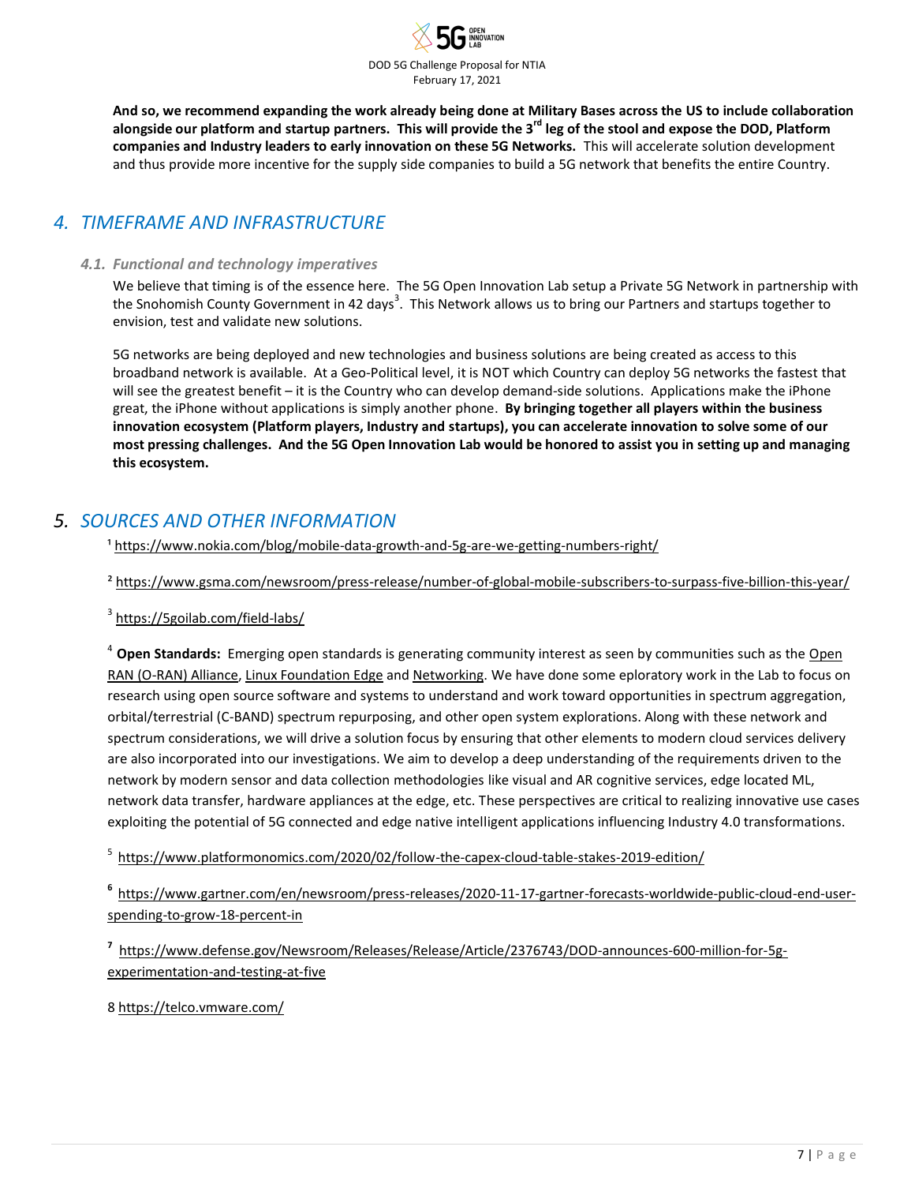**And so, we recommend expanding the work already being done at Military Bases across the US to include collaboration alongside our platform and startup partners. This will provide the 3rd leg of the stool and expose the DOD, Platform companies and Industry leaders to early innovation on these 5G Networks.** This will accelerate solution development and thus provide more incentive for the supply side companies to build a 5G network that benefits the entire Country.

## 4. *TIMEFRAME AND INFRASTRUCTURE*

### *4.1. Functional and technology imperatives*

We believe that timing is of the essence here. The 5G Open Innovation Lab setup a Private 5G Network in partnership with the Snohomish County Government in 42 days[3]. This Network allows us to bring our Partners and startups together to envision, test and validate new solutions.

5G networks are being deployed and new technologies and business solutions are being created as access to this broadband network is available. At a Geo-Political level, it is NOT which Country can deploy 5G networks the fastest that will see the greatest benefit – it is the Country who can develop demand-side solutions. Applications make the iPhone great, the iPhone without applications is simply another phone. **By bringing together all players within the business innovation ecosystem (Platform players, Industry and startups), you can accelerate innovation to solve some of our most pressing challenges. And the 5G Open Innovation Lab would be honored to assist you in setting up and managing this ecosystem.**

## 5. *SOURCES AND OTHER INFORMATION*

[1] https://www.nokia.com/blog/mobile-data-growth-and-5g-are-we-getting-numbers-right/

[2] https://www.gsma.com/newsroom/press-release/number-of-global-mobile-subscribers-to-surpass-five-billion-this-year/

[3] https://5goilab.com/field-labs/

[4] **Open Standards:** Emerging open standards is generating community interest as seen by communities such as the Open RAN (O-RAN) Alliance, Linux Foundation Edge and Networking. We have done some eploratory work in the Lab to focus on research using open source software and systems to understand and work toward opportunities in spectrum aggregation, orbital/terrestrial (C-BAND) spectrum repurposing, and other open system explorations. Along with these network and spectrum considerations, we will drive a solution focus by ensuring that other elements to modern cloud services delivery are also incorporated into our investigations. We aim to develop a deep understanding of the requirements driven to the network by modern sensor and data collection methodologies like visual and AR cognitive services, edge located ML, network data transfer, hardware appliances at the edge, etc. These perspectives are critical to realizing innovative use cases exploiting the potential of 5G connected and edge native intelligent applications influencing Industry 4.0 transformations.

[5] https://www.platformonomics.com/2020/02/follow-the-capex-cloud-table-stakes-2019-edition/

[6] https://www.gartner.com/en/newsroom/press-releases/2020-11-17-gartner-forecasts-worldwide-public-cloud-end-user-spending-to-grow-18-percent-in

[7] https://www.defense.gov/Newsroom/Releases/Release/Article/2376743/DOD-announces-600-million-for-5g-experimentation-and-testing-at-five

8 https://telco.vmware.com/